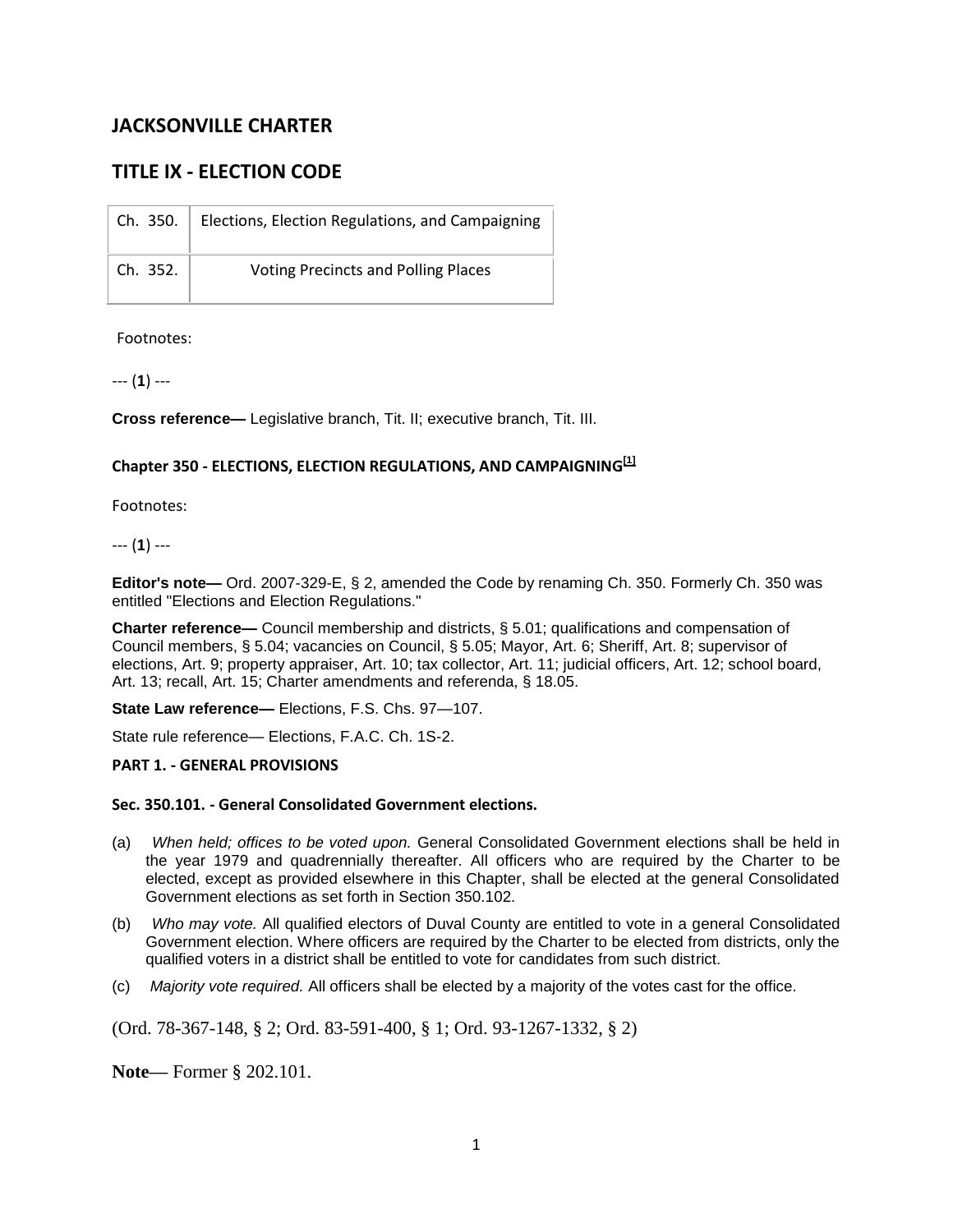# JACKSONVILLE CHARTER

## TITLE IX - ELECTION CODE

| | |
|---|---|
| Ch. 350. | Elections, Election Regulations, and Campaigning |
| Ch. 352. | Voting Precincts and Polling Places |

Footnotes:

--- (**1**) ---

**Cross reference—** Legislative branch, Tit. II; executive branch, Tit. III.

### Chapter 350 - ELECTIONS, ELECTION REGULATIONS, AND CAMPAIGNING[1]

Footnotes:

--- (**1**) ---

**Editor's note—** Ord. 2007-329-E, § 2, amended the Code by renaming Ch. 350. Formerly Ch. 350 was entitled "Elections and Election Regulations."

**Charter reference—** Council membership and districts, § 5.01; qualifications and compensation of Council members, § 5.04; vacancies on Council, § 5.05; Mayor, Art. 6; Sheriff, Art. 8; supervisor of elections, Art. 9; property appraiser, Art. 10; tax collector, Art. 11; judicial officers, Art. 12; school board, Art. 13; recall, Art. 15; Charter amendments and referenda, § 18.05.

**State Law reference—** Elections, F.S. Chs. 97—107.

State rule reference— Elections, F.A.C. Ch. 1S-2.

#### PART 1. - GENERAL PROVISIONS

#### Sec. 350.101. - General Consolidated Government elections.

(a) *When held; offices to be voted upon.* General Consolidated Government elections shall be held in the year 1979 and quadrennially thereafter. All officers who are required by the Charter to be elected, except as provided elsewhere in this Chapter, shall be elected at the general Consolidated Government elections as set forth in Section 350.102.

(b) *Who may vote.* All qualified electors of Duval County are entitled to vote in a general Consolidated Government election. Where officers are required by the Charter to be elected from districts, only the qualified voters in a district shall be entitled to vote for candidates from such district.

(c) *Majority vote required.* All officers shall be elected by a majority of the votes cast for the office.

(Ord. 78-367-148, § 2; Ord. 83-591-400, § 1; Ord. 93-1267-1332, § 2)

**Note**— Former § 202.101.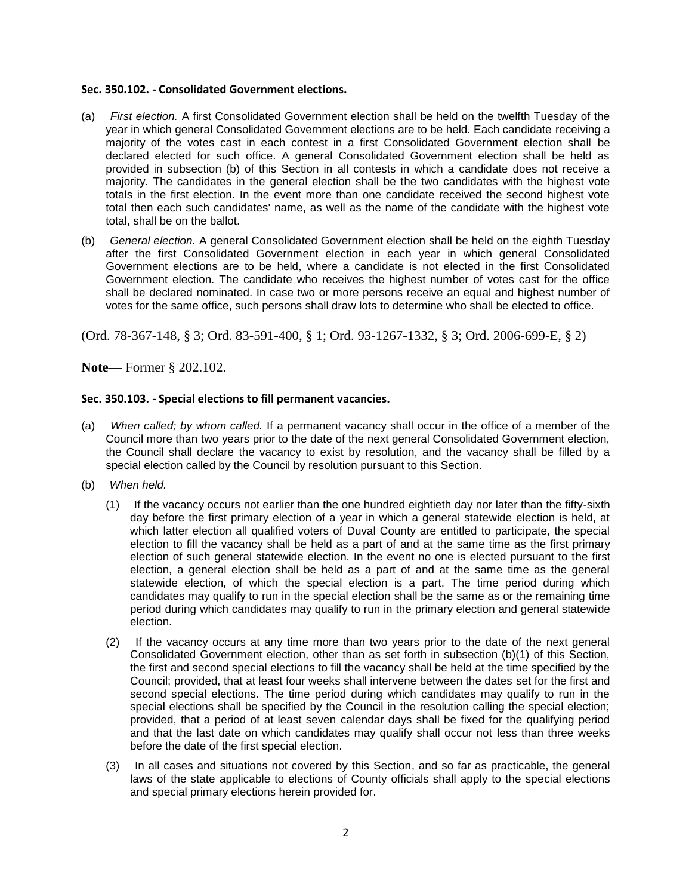**Sec. 350.102. - Consolidated Government elections.**

(a) *First election.* A first Consolidated Government election shall be held on the twelfth Tuesday of the year in which general Consolidated Government elections are to be held. Each candidate receiving a majority of the votes cast in each contest in a first Consolidated Government election shall be declared elected for such office. A general Consolidated Government election shall be held as provided in subsection (b) of this Section in all contests in which a candidate does not receive a majority. The candidates in the general election shall be the two candidates with the highest vote totals in the first election. In the event more than one candidate received the second highest vote total then each such candidates' name, as well as the name of the candidate with the highest vote total, shall be on the ballot.

(b) *General election.* A general Consolidated Government election shall be held on the eighth Tuesday after the first Consolidated Government election in each year in which general Consolidated Government elections are to be held, where a candidate is not elected in the first Consolidated Government election. The candidate who receives the highest number of votes cast for the office shall be declared nominated. In case two or more persons receive an equal and highest number of votes for the same office, such persons shall draw lots to determine who shall be elected to office.

(Ord. 78-367-148, § 3; Ord. 83-591-400, § 1; Ord. 93-1267-1332, § 3; Ord. 2006-699-E, § 2)

**Note—** Former § 202.102.

**Sec. 350.103. - Special elections to fill permanent vacancies.**

(a) *When called; by whom called.* If a permanent vacancy shall occur in the office of a member of the Council more than two years prior to the date of the next general Consolidated Government election, the Council shall declare the vacancy to exist by resolution, and the vacancy shall be filled by a special election called by the Council by resolution pursuant to this Section.

(b) *When held.*

(1) If the vacancy occurs not earlier than the one hundred eightieth day nor later than the fifty-sixth day before the first primary election of a year in which a general statewide election is held, at which latter election all qualified voters of Duval County are entitled to participate, the special election to fill the vacancy shall be held as a part of and at the same time as the first primary election of such general statewide election. In the event no one is elected pursuant to the first election, a general election shall be held as a part of and at the same time as the general statewide election, of which the special election is a part. The time period during which candidates may qualify to run in the special election shall be the same as or the remaining time period during which candidates may qualify to run in the primary election and general statewide election.

(2) If the vacancy occurs at any time more than two years prior to the date of the next general Consolidated Government election, other than as set forth in subsection (b)(1) of this Section, the first and second special elections to fill the vacancy shall be held at the time specified by the Council; provided, that at least four weeks shall intervene between the dates set for the first and second special elections. The time period during which candidates may qualify to run in the special elections shall be specified by the Council in the resolution calling the special election; provided, that a period of at least seven calendar days shall be fixed for the qualifying period and that the last date on which candidates may qualify shall occur not less than three weeks before the date of the first special election.

(3) In all cases and situations not covered by this Section, and so far as practicable, the general laws of the state applicable to elections of County officials shall apply to the special elections and special primary elections herein provided for.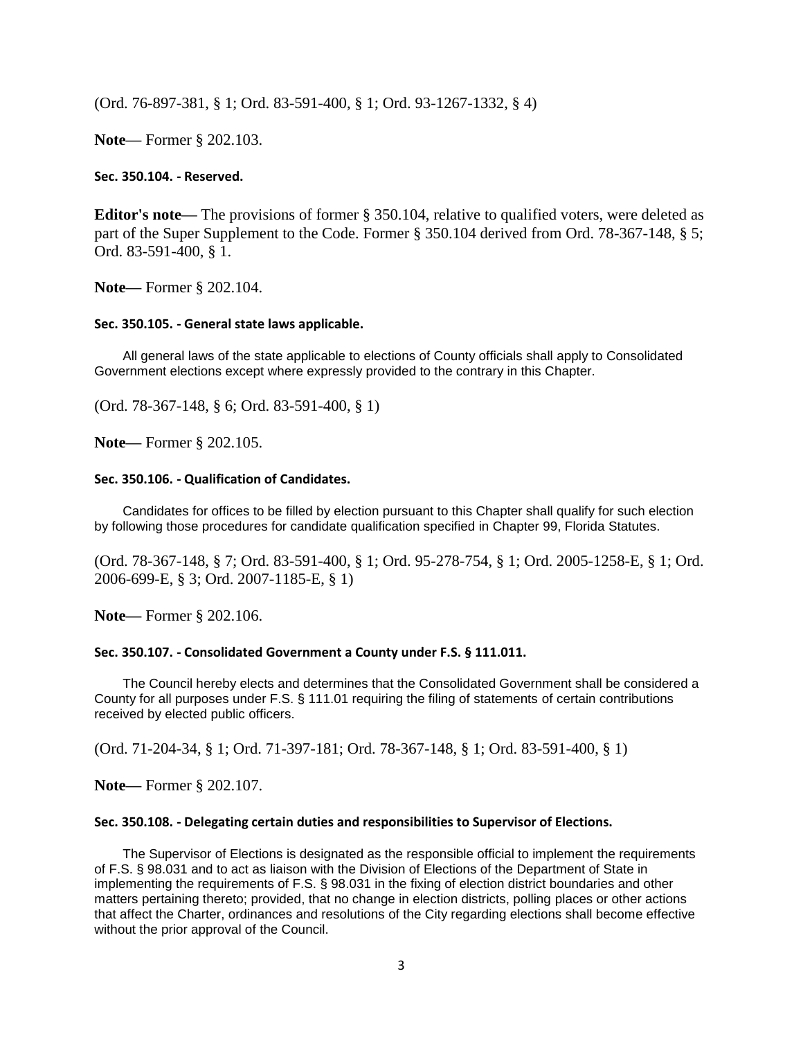(Ord. 76-897-381, § 1; Ord. 83-591-400, § 1; Ord. 93-1267-1332, § 4)

**Note—** Former § 202.103.

#### Sec. 350.104. - Reserved.

**Editor's note—** The provisions of former § 350.104, relative to qualified voters, were deleted as part of the Super Supplement to the Code. Former § 350.104 derived from Ord. 78-367-148, § 5; Ord. 83-591-400, § 1.

**Note—** Former § 202.104.

#### Sec. 350.105. - General state laws applicable.

All general laws of the state applicable to elections of County officials shall apply to Consolidated Government elections except where expressly provided to the contrary in this Chapter.

(Ord. 78-367-148, § 6; Ord. 83-591-400, § 1)

**Note—** Former § 202.105.

#### Sec. 350.106. - Qualification of Candidates.

Candidates for offices to be filled by election pursuant to this Chapter shall qualify for such election by following those procedures for candidate qualification specified in Chapter 99, Florida Statutes.

(Ord. 78-367-148, § 7; Ord. 83-591-400, § 1; Ord. 95-278-754, § 1; Ord. 2005-1258-E, § 1; Ord. 2006-699-E, § 3; Ord. 2007-1185-E, § 1)

**Note—** Former § 202.106.

#### Sec. 350.107. - Consolidated Government a County under F.S. § 111.011.

The Council hereby elects and determines that the Consolidated Government shall be considered a County for all purposes under F.S. § 111.01 requiring the filing of statements of certain contributions received by elected public officers.

(Ord. 71-204-34, § 1; Ord. 71-397-181; Ord. 78-367-148, § 1; Ord. 83-591-400, § 1)

**Note—** Former § 202.107.

#### Sec. 350.108. - Delegating certain duties and responsibilities to Supervisor of Elections.

The Supervisor of Elections is designated as the responsible official to implement the requirements of F.S. § 98.031 and to act as liaison with the Division of Elections of the Department of State in implementing the requirements of F.S. § 98.031 in the fixing of election district boundaries and other matters pertaining thereto; provided, that no change in election districts, polling places or other actions that affect the Charter, ordinances and resolutions of the City regarding elections shall become effective without the prior approval of the Council.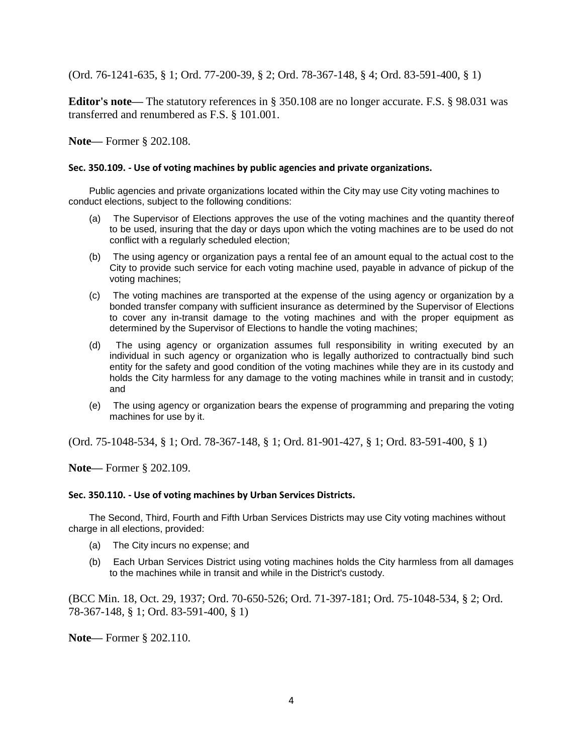(Ord. 76-1241-635, § 1; Ord. 77-200-39, § 2; Ord. 78-367-148, § 4; Ord. 83-591-400, § 1)

**Editor's note—** The statutory references in § 350.108 are no longer accurate. F.S. § 98.031 was transferred and renumbered as F.S. § 101.001.

**Note—** Former § 202.108.

#### Sec. 350.109. - Use of voting machines by public agencies and private organizations.

Public agencies and private organizations located within the City may use City voting machines to conduct elections, subject to the following conditions:

- (a) The Supervisor of Elections approves the use of the voting machines and the quantity thereof to be used, insuring that the day or days upon which the voting machines are to be used do not conflict with a regularly scheduled election;
- (b) The using agency or organization pays a rental fee of an amount equal to the actual cost to the City to provide such service for each voting machine used, payable in advance of pickup of the voting machines;
- (c) The voting machines are transported at the expense of the using agency or organization by a bonded transfer company with sufficient insurance as determined by the Supervisor of Elections to cover any in-transit damage to the voting machines and with the proper equipment as determined by the Supervisor of Elections to handle the voting machines;
- (d) The using agency or organization assumes full responsibility in writing executed by an individual in such agency or organization who is legally authorized to contractually bind such entity for the safety and good condition of the voting machines while they are in its custody and holds the City harmless for any damage to the voting machines while in transit and in custody; and
- (e) The using agency or organization bears the expense of programming and preparing the voting machines for use by it.

(Ord. 75-1048-534, § 1; Ord. 78-367-148, § 1; Ord. 81-901-427, § 1; Ord. 83-591-400, § 1)

**Note—** Former § 202.109.

#### Sec. 350.110. - Use of voting machines by Urban Services Districts.

The Second, Third, Fourth and Fifth Urban Services Districts may use City voting machines without charge in all elections, provided:

- (a) The City incurs no expense; and
- (b) Each Urban Services District using voting machines holds the City harmless from all damages to the machines while in transit and while in the District's custody.

(BCC Min. 18, Oct. 29, 1937; Ord. 70-650-526; Ord. 71-397-181; Ord. 75-1048-534, § 2; Ord. 78-367-148, § 1; Ord. 83-591-400, § 1)

**Note—** Former § 202.110.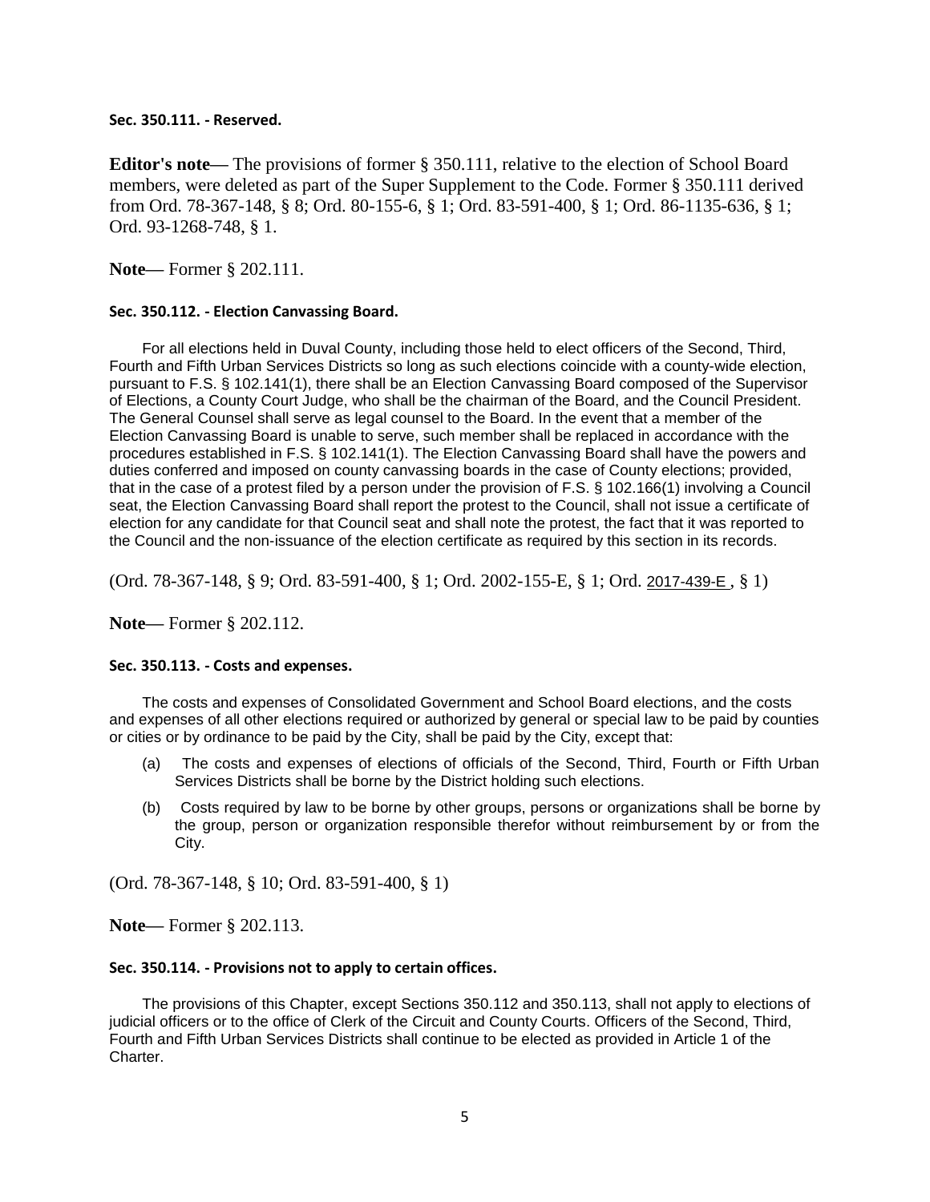**Sec. 350.111. - Reserved.**

**Editor's note—** The provisions of former § 350.111, relative to the election of School Board members, were deleted as part of the Super Supplement to the Code. Former § 350.111 derived from Ord. 78-367-148, § 8; Ord. 80-155-6, § 1; Ord. 83-591-400, § 1; Ord. 86-1135-636, § 1; Ord. 93-1268-748, § 1.

**Note—** Former § 202.111.

**Sec. 350.112. - Election Canvassing Board.**

For all elections held in Duval County, including those held to elect officers of the Second, Third, Fourth and Fifth Urban Services Districts so long as such elections coincide with a county-wide election, pursuant to F.S. § 102.141(1), there shall be an Election Canvassing Board composed of the Supervisor of Elections, a County Court Judge, who shall be the chairman of the Board, and the Council President. The General Counsel shall serve as legal counsel to the Board. In the event that a member of the Election Canvassing Board is unable to serve, such member shall be replaced in accordance with the procedures established in F.S. § 102.141(1). The Election Canvassing Board shall have the powers and duties conferred and imposed on county canvassing boards in the case of County elections; provided, that in the case of a protest filed by a person under the provision of F.S. § 102.166(1) involving a Council seat, the Election Canvassing Board shall report the protest to the Council, shall not issue a certificate of election for any candidate for that Council seat and shall note the protest, the fact that it was reported to the Council and the non-issuance of the election certificate as required by this section in its records.

(Ord. 78-367-148, § 9; Ord. 83-591-400, § 1; Ord. 2002-155-E, § 1; Ord. 2017-439-E , § 1)

**Note—** Former § 202.112.

**Sec. 350.113. - Costs and expenses.**

The costs and expenses of Consolidated Government and School Board elections, and the costs and expenses of all other elections required or authorized by general or special law to be paid by counties or cities or by ordinance to be paid by the City, shall be paid by the City, except that:

(a) The costs and expenses of elections of officials of the Second, Third, Fourth or Fifth Urban Services Districts shall be borne by the District holding such elections.

(b) Costs required by law to be borne by other groups, persons or organizations shall be borne by the group, person or organization responsible therefor without reimbursement by or from the City.

(Ord. 78-367-148, § 10; Ord. 83-591-400, § 1)

**Note—** Former § 202.113.

**Sec. 350.114. - Provisions not to apply to certain offices.**

The provisions of this Chapter, except Sections 350.112 and 350.113, shall not apply to elections of judicial officers or to the office of Clerk of the Circuit and County Courts. Officers of the Second, Third, Fourth and Fifth Urban Services Districts shall continue to be elected as provided in Article 1 of the Charter.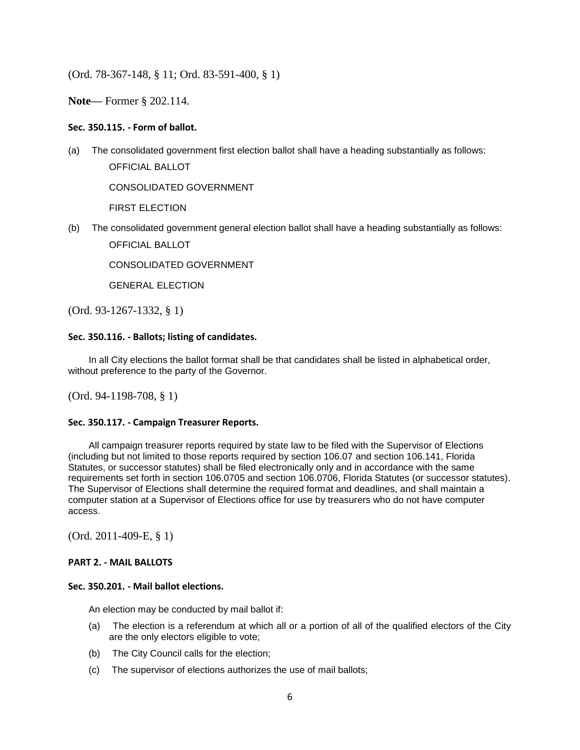(Ord. 78-367-148, § 11; Ord. 83-591-400, § 1)

**Note**— Former § 202.114.

### Sec. 350.115. - Form of ballot.

(a) The consolidated government first election ballot shall have a heading substantially as follows:

OFFICIAL BALLOT

CONSOLIDATED GOVERNMENT

FIRST ELECTION

(b) The consolidated government general election ballot shall have a heading substantially as follows:

OFFICIAL BALLOT

CONSOLIDATED GOVERNMENT

GENERAL ELECTION

(Ord. 93-1267-1332, § 1)

### Sec. 350.116. - Ballots; listing of candidates.

In all City elections the ballot format shall be that candidates shall be listed in alphabetical order, without preference to the party of the Governor.

(Ord. 94-1198-708, § 1)

### Sec. 350.117. - Campaign Treasurer Reports.

All campaign treasurer reports required by state law to be filed with the Supervisor of Elections (including but not limited to those reports required by section 106.07 and section 106.141, Florida Statutes, or successor statutes) shall be filed electronically only and in accordance with the same requirements set forth in section 106.0705 and section 106.0706, Florida Statutes (or successor statutes). The Supervisor of Elections shall determine the required format and deadlines, and shall maintain a computer station at a Supervisor of Elections office for use by treasurers who do not have computer access.

(Ord. 2011-409-E, § 1)

## PART 2. - MAIL BALLOTS

### Sec. 350.201. - Mail ballot elections.

An election may be conducted by mail ballot if:

(a) The election is a referendum at which all or a portion of all of the qualified electors of the City are the only electors eligible to vote;

(b) The City Council calls for the election;

(c) The supervisor of elections authorizes the use of mail ballots;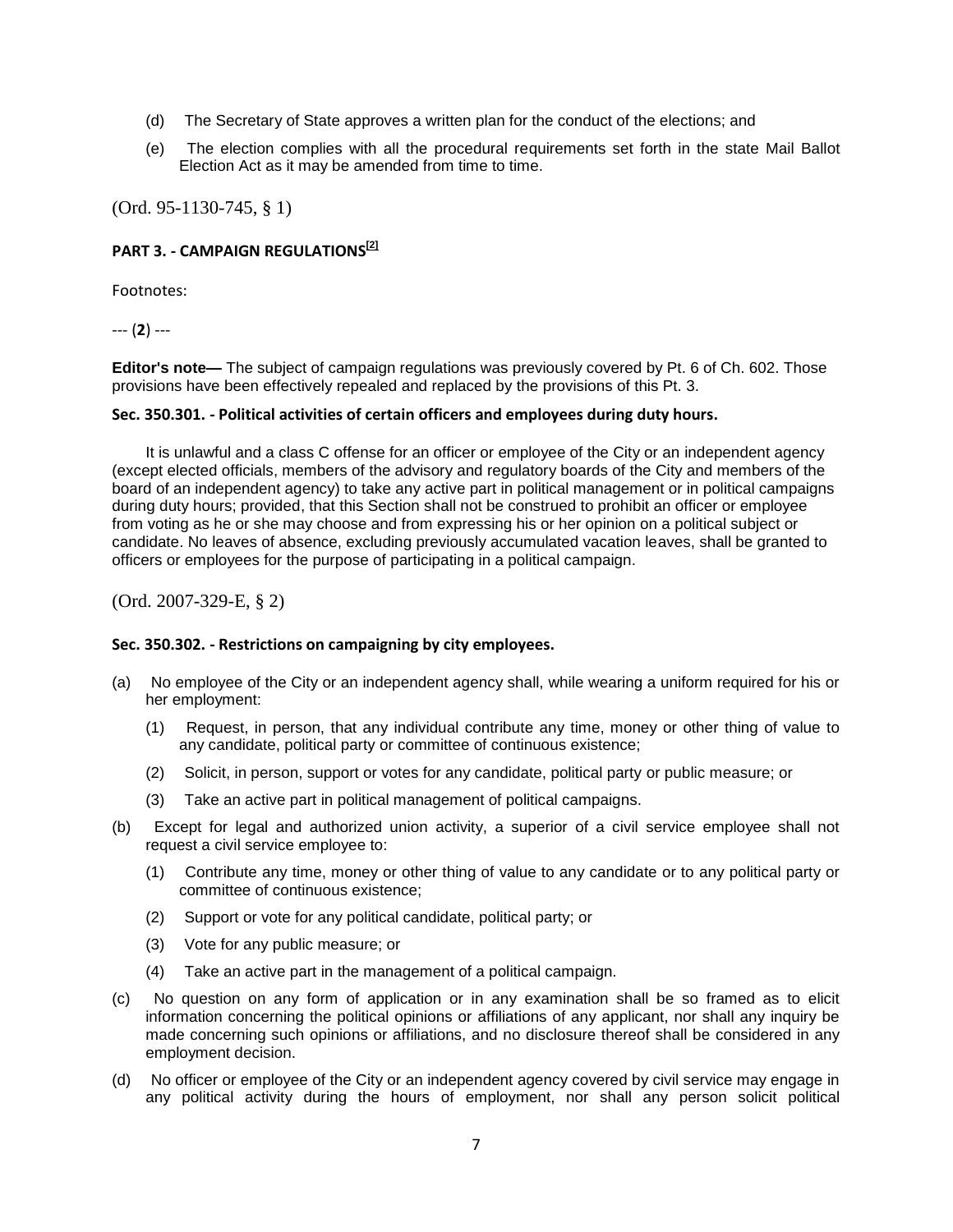(d) The Secretary of State approves a written plan for the conduct of the elections; and

(e) The election complies with all the procedural requirements set forth in the state Mail Ballot Election Act as it may be amended from time to time.

(Ord. 95-1130-745, § 1)

## PART 3. - CAMPAIGN REGULATIONS[2]

Footnotes:

--- (**2**) ---

**Editor's note—** The subject of campaign regulations was previously covered by Pt. 6 of Ch. 602. Those provisions have been effectively repealed and replaced by the provisions of this Pt. 3.

### Sec. 350.301. - Political activities of certain officers and employees during duty hours.

It is unlawful and a class C offense for an officer or employee of the City or an independent agency (except elected officials, members of the advisory and regulatory boards of the City and members of the board of an independent agency) to take any active part in political management or in political campaigns during duty hours; provided, that this Section shall not be construed to prohibit an officer or employee from voting as he or she may choose and from expressing his or her opinion on a political subject or candidate. No leaves of absence, excluding previously accumulated vacation leaves, shall be granted to officers or employees for the purpose of participating in a political campaign.

(Ord. 2007-329-E, § 2)

### Sec. 350.302. - Restrictions on campaigning by city employees.

(a) No employee of the City or an independent agency shall, while wearing a uniform required for his or her employment:

(1) Request, in person, that any individual contribute any time, money or other thing of value to any candidate, political party or committee of continuous existence;

(2) Solicit, in person, support or votes for any candidate, political party or public measure; or

(3) Take an active part in political management of political campaigns.

(b) Except for legal and authorized union activity, a superior of a civil service employee shall not request a civil service employee to:

(1) Contribute any time, money or other thing of value to any candidate or to any political party or committee of continuous existence;

(2) Support or vote for any political candidate, political party; or

(3) Vote for any public measure; or

(4) Take an active part in the management of a political campaign.

(c) No question on any form of application or in any examination shall be so framed as to elicit information concerning the political opinions or affiliations of any applicant, nor shall any inquiry be made concerning such opinions or affiliations, and no disclosure thereof shall be considered in any employment decision.

(d) No officer or employee of the City or an independent agency covered by civil service may engage in any political activity during the hours of employment, nor shall any person solicit political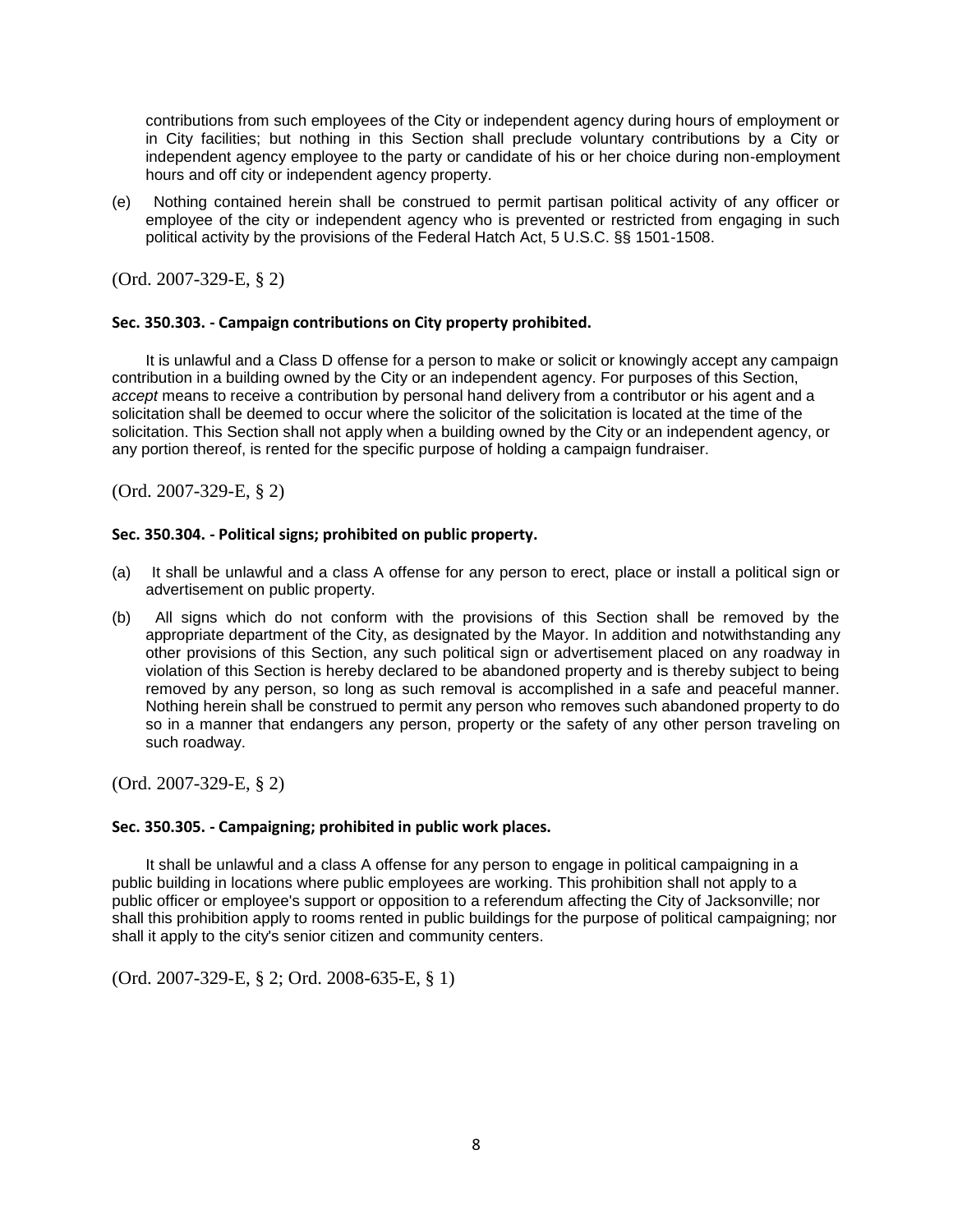contributions from such employees of the City or independent agency during hours of employment or in City facilities; but nothing in this Section shall preclude voluntary contributions by a City or independent agency employee to the party or candidate of his or her choice during non-employment hours and off city or independent agency property.

(e) Nothing contained herein shall be construed to permit partisan political activity of any officer or employee of the city or independent agency who is prevented or restricted from engaging in such political activity by the provisions of the Federal Hatch Act, 5 U.S.C. §§ 1501-1508.

(Ord. 2007-329-E, § 2)

**Sec. 350.303. - Campaign contributions on City property prohibited.**

It is unlawful and a Class D offense for a person to make or solicit or knowingly accept any campaign contribution in a building owned by the City or an independent agency. For purposes of this Section, *accept* means to receive a contribution by personal hand delivery from a contributor or his agent and a solicitation shall be deemed to occur where the solicitor of the solicitation is located at the time of the solicitation. This Section shall not apply when a building owned by the City or an independent agency, or any portion thereof, is rented for the specific purpose of holding a campaign fundraiser.

(Ord. 2007-329-E, § 2)

**Sec. 350.304. - Political signs; prohibited on public property.**

(a) It shall be unlawful and a class A offense for any person to erect, place or install a political sign or advertisement on public property.

(b) All signs which do not conform with the provisions of this Section shall be removed by the appropriate department of the City, as designated by the Mayor. In addition and notwithstanding any other provisions of this Section, any such political sign or advertisement placed on any roadway in violation of this Section is hereby declared to be abandoned property and is thereby subject to being removed by any person, so long as such removal is accomplished in a safe and peaceful manner. Nothing herein shall be construed to permit any person who removes such abandoned property to do so in a manner that endangers any person, property or the safety of any other person traveling on such roadway.

(Ord. 2007-329-E, § 2)

**Sec. 350.305. - Campaigning; prohibited in public work places.**

It shall be unlawful and a class A offense for any person to engage in political campaigning in a public building in locations where public employees are working. This prohibition shall not apply to a public officer or employee's support or opposition to a referendum affecting the City of Jacksonville; nor shall this prohibition apply to rooms rented in public buildings for the purpose of political campaigning; nor shall it apply to the city's senior citizen and community centers.

(Ord. 2007-329-E, § 2; Ord. 2008-635-E, § 1)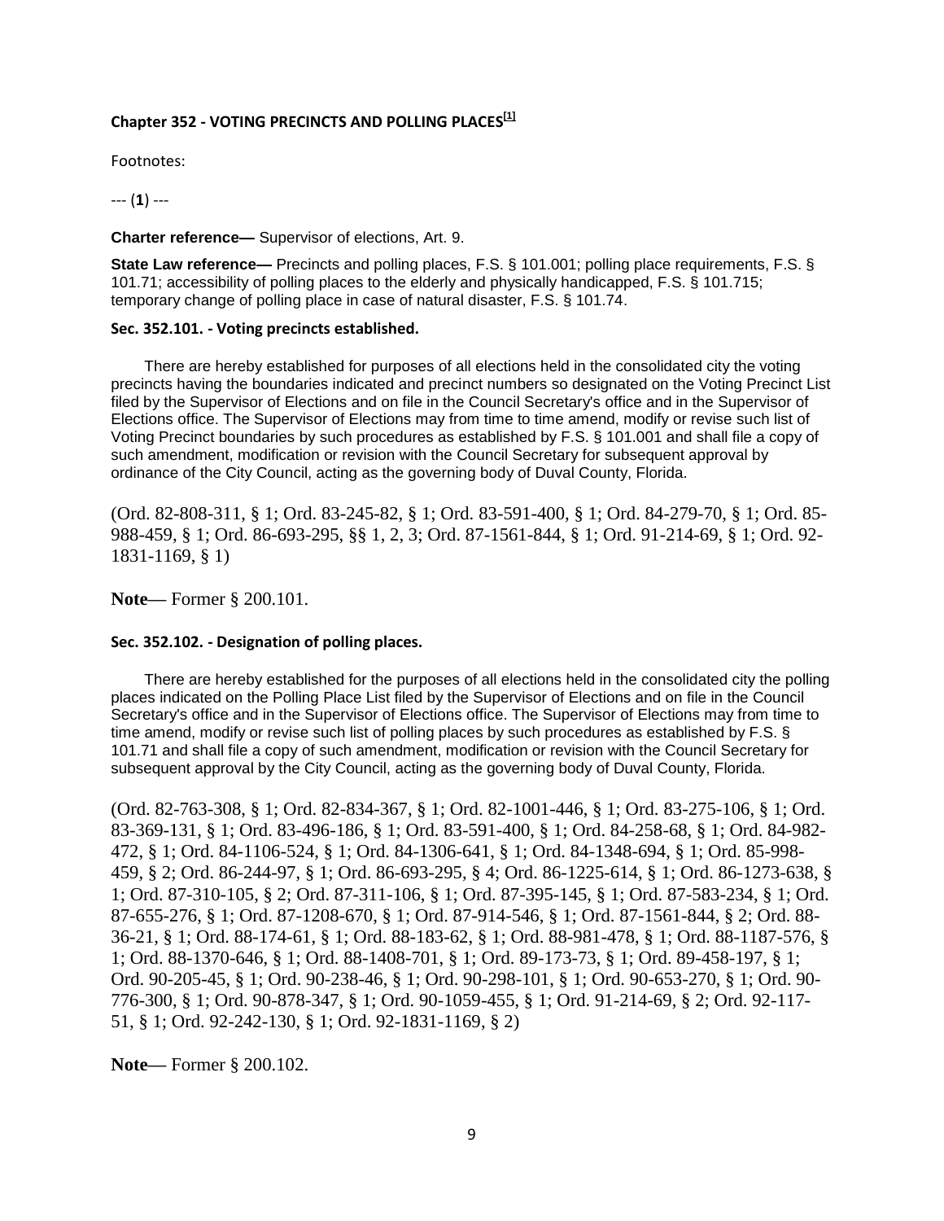**Chapter 352 - VOTING PRECINCTS AND POLLING PLACES**[1]

Footnotes:

--- (**1**) ---

**Charter reference—** Supervisor of elections, Art. 9.

**State Law reference—** Precincts and polling places, F.S. § 101.001; polling place requirements, F.S. § 101.71; accessibility of polling places to the elderly and physically handicapped, F.S. § 101.715; temporary change of polling place in case of natural disaster, F.S. § 101.74.

**Sec. 352.101. - Voting precincts established.**

There are hereby established for purposes of all elections held in the consolidated city the voting precincts having the boundaries indicated and precinct numbers so designated on the Voting Precinct List filed by the Supervisor of Elections and on file in the Council Secretary's office and in the Supervisor of Elections office. The Supervisor of Elections may from time to time amend, modify or revise such list of Voting Precinct boundaries by such procedures as established by F.S. § 101.001 and shall file a copy of such amendment, modification or revision with the Council Secretary for subsequent approval by ordinance of the City Council, acting as the governing body of Duval County, Florida.

(Ord. 82-808-311, § 1; Ord. 83-245-82, § 1; Ord. 83-591-400, § 1; Ord. 84-279-70, § 1; Ord. 85-988-459, § 1; Ord. 86-693-295, §§ 1, 2, 3; Ord. 87-1561-844, § 1; Ord. 91-214-69, § 1; Ord. 92-1831-1169, § 1)

**Note—** Former § 200.101.

**Sec. 352.102. - Designation of polling places.**

There are hereby established for the purposes of all elections held in the consolidated city the polling places indicated on the Polling Place List filed by the Supervisor of Elections and on file in the Council Secretary's office and in the Supervisor of Elections office. The Supervisor of Elections may from time to time amend, modify or revise such list of polling places by such procedures as established by F.S. § 101.71 and shall file a copy of such amendment, modification or revision with the Council Secretary for subsequent approval by the City Council, acting as the governing body of Duval County, Florida.

(Ord. 82-763-308, § 1; Ord. 82-834-367, § 1; Ord. 82-1001-446, § 1; Ord. 83-275-106, § 1; Ord. 83-369-131, § 1; Ord. 83-496-186, § 1; Ord. 83-591-400, § 1; Ord. 84-258-68, § 1; Ord. 84-982-472, § 1; Ord. 84-1106-524, § 1; Ord. 84-1306-641, § 1; Ord. 84-1348-694, § 1; Ord. 85-998-459, § 2; Ord. 86-244-97, § 1; Ord. 86-693-295, § 4; Ord. 86-1225-614, § 1; Ord. 86-1273-638, § 1; Ord. 87-310-105, § 2; Ord. 87-311-106, § 1; Ord. 87-395-145, § 1; Ord. 87-583-234, § 1; Ord. 87-655-276, § 1; Ord. 87-1208-670, § 1; Ord. 87-914-546, § 1; Ord. 87-1561-844, § 2; Ord. 88-36-21, § 1; Ord. 88-174-61, § 1; Ord. 88-183-62, § 1; Ord. 88-981-478, § 1; Ord. 88-1187-576, § 1; Ord. 88-1370-646, § 1; Ord. 88-1408-701, § 1; Ord. 89-173-73, § 1; Ord. 89-458-197, § 1; Ord. 90-205-45, § 1; Ord. 90-238-46, § 1; Ord. 90-298-101, § 1; Ord. 90-653-270, § 1; Ord. 90-776-300, § 1; Ord. 90-878-347, § 1; Ord. 90-1059-455, § 1; Ord. 91-214-69, § 2; Ord. 92-117-51, § 1; Ord. 92-242-130, § 1; Ord. 92-1831-1169, § 2)

**Note—** Former § 200.102.